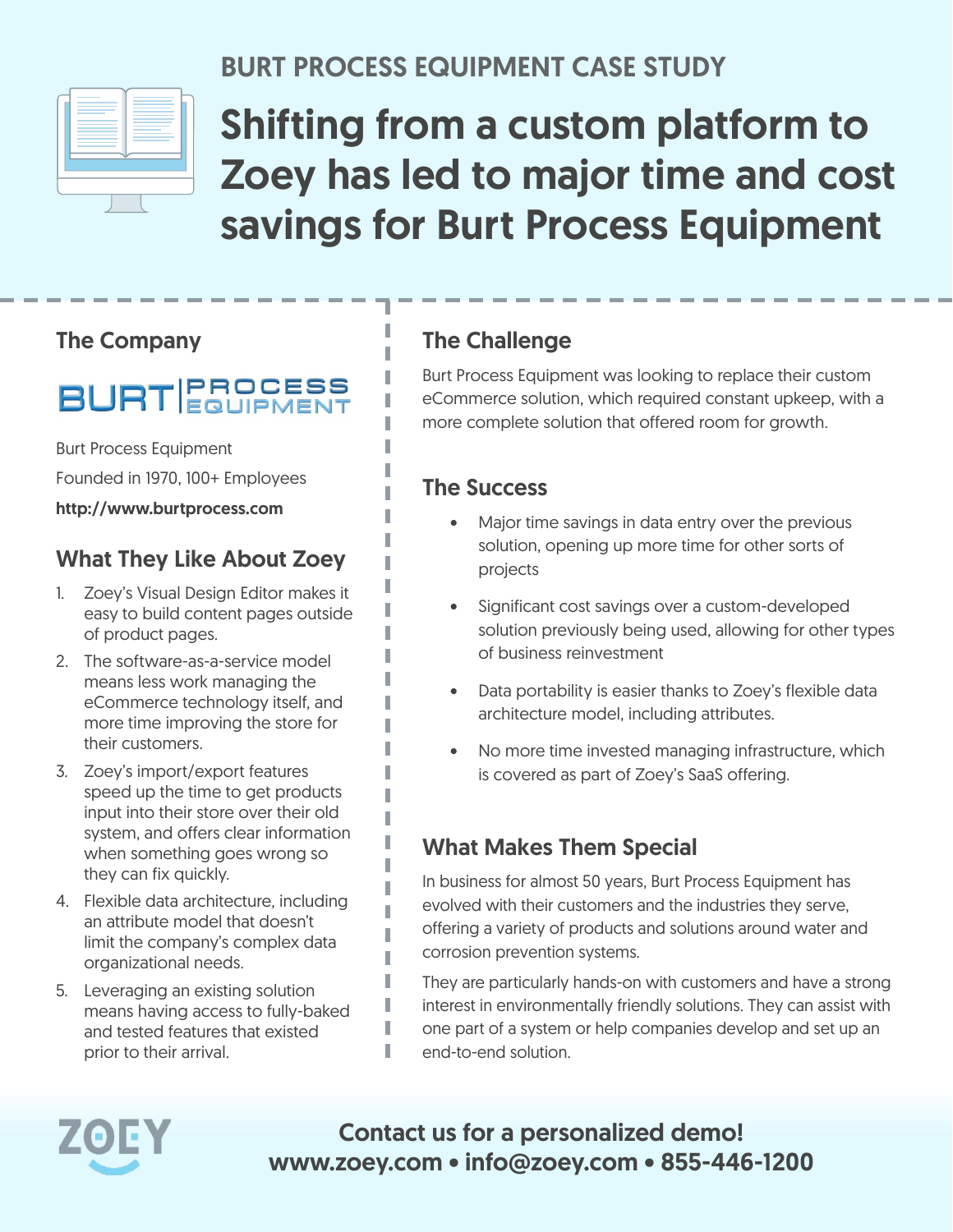BURT PROCESS EQUIPMENT CASE STUDY

# Shifting from a custom platform to Zoey has led to major time and cost savings for Burt Process Equipment

## The Company

BURT PROCESS EQUIPMENT

Burt Process Equipment

Founded in 1970, 100+ Employees

**http://www.burtprocess.com**

## What They Like About Zoey

1. Zoey's Visual Design Editor makes it easy to build content pages outside of product pages.
2. The software-as-a-service model means less work managing the eCommerce technology itself, and more time improving the store for their customers.
3. Zoey's import/export features speed up the time to get products input into their store over their old system, and offers clear information when something goes wrong so they can fix quickly.
4. Flexible data architecture, including an attribute model that doesn't limit the company's complex data organizational needs.
5. Leveraging an existing solution means having access to fully-baked and tested features that existed prior to their arrival.

## The Challenge

Burt Process Equipment was looking to replace their custom eCommerce solution, which required constant upkeep, with a more complete solution that offered room for growth.

## The Success

- Major time savings in data entry over the previous solution, opening up more time for other sorts of projects
- Significant cost savings over a custom-developed solution previously being used, allowing for other types of business reinvestment
- Data portability is easier thanks to Zoey's flexible data architecture model, including attributes.
- No more time invested managing infrastructure, which is covered as part of Zoey's SaaS offering.

## What Makes Them Special

In business for almost 50 years, Burt Process Equipment has evolved with their customers and the industries they serve, offering a variety of products and solutions around water and corrosion prevention systems.

They are particularly hands-on with customers and have a strong interest in environmentally friendly solutions. They can assist with one part of a system or help companies develop and set up an end-to-end solution.

ZOEY

**Contact us for a personalized demo!**
**www.zoey.com • info@zoey.com • 855-446-1200**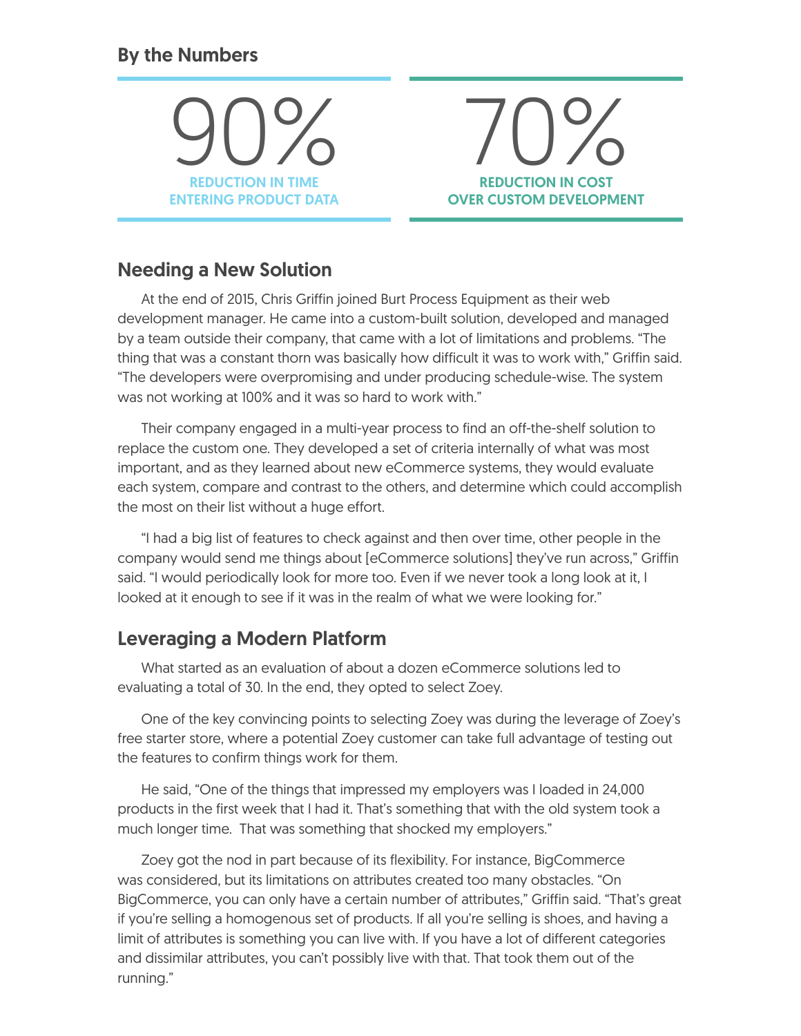## By the Numbers

**90%**
REDUCTION IN TIME ENTERING PRODUCT DATA

**70%**
REDUCTION IN COST OVER CUSTOM DEVELOPMENT

## Needing a New Solution

At the end of 2015, Chris Griffin joined Burt Process Equipment as their web development manager. He came into a custom-built solution, developed and managed by a team outside their company, that came with a lot of limitations and problems. "The thing that was a constant thorn was basically how difficult it was to work with," Griffin said. "The developers were overpromising and under producing schedule-wise. The system was not working at 100% and it was so hard to work with."

Their company engaged in a multi-year process to find an off-the-shelf solution to replace the custom one. They developed a set of criteria internally of what was most important, and as they learned about new eCommerce systems, they would evaluate each system, compare and contrast to the others, and determine which could accomplish the most on their list without a huge effort.

"I had a big list of features to check against and then over time, other people in the company would send me things about [eCommerce solutions] they've run across," Griffin said. "I would periodically look for more too. Even if we never took a long look at it, I looked at it enough to see if it was in the realm of what we were looking for."

## Leveraging a Modern Platform

What started as an evaluation of about a dozen eCommerce solutions led to evaluating a total of 30. In the end, they opted to select Zoey.

One of the key convincing points to selecting Zoey was during the leverage of Zoey's free starter store, where a potential Zoey customer can take full advantage of testing out the features to confirm things work for them.

He said, "One of the things that impressed my employers was I loaded in 24,000 products in the first week that I had it. That's something that with the old system took a much longer time.  That was something that shocked my employers."

Zoey got the nod in part because of its flexibility. For instance, BigCommerce was considered, but its limitations on attributes created too many obstacles. "On BigCommerce, you can only have a certain number of attributes," Griffin said. "That's great if you're selling a homogenous set of products. If all you're selling is shoes, and having a limit of attributes is something you can live with. If you have a lot of different categories and dissimilar attributes, you can't possibly live with that. That took them out of the running."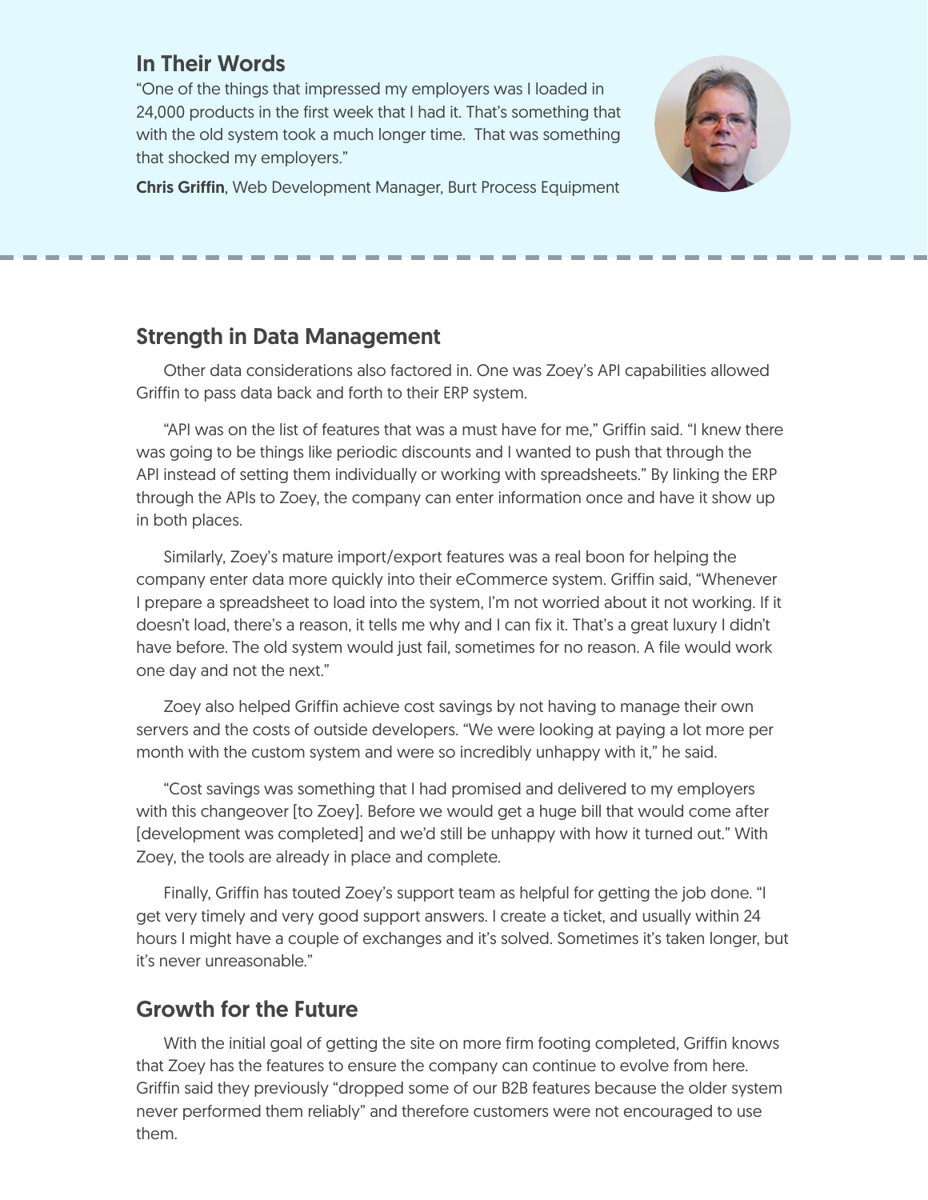## In Their Words

"One of the things that impressed my employers was I loaded in 24,000 products in the first week that I had it. That's something that with the old system took a much longer time.  That was something that shocked my employers."

**Chris Griffin**, Web Development Manager, Burt Process Equipment

## Strength in Data Management

Other data considerations also factored in. One was Zoey's API capabilities allowed Griffin to pass data back and forth to their ERP system.

"API was on the list of features that was a must have for me," Griffin said. "I knew there was going to be things like periodic discounts and I wanted to push that through the API instead of setting them individually or working with spreadsheets." By linking the ERP through the APIs to Zoey, the company can enter information once and have it show up in both places.

Similarly, Zoey's mature import/export features was a real boon for helping the company enter data more quickly into their eCommerce system. Griffin said, "Whenever I prepare a spreadsheet to load into the system, I'm not worried about it not working. If it doesn't load, there's a reason, it tells me why and I can fix it. That's a great luxury I didn't have before. The old system would just fail, sometimes for no reason. A file would work one day and not the next."

Zoey also helped Griffin achieve cost savings by not having to manage their own servers and the costs of outside developers. "We were looking at paying a lot more per month with the custom system and were so incredibly unhappy with it," he said.

"Cost savings was something that I had promised and delivered to my employers with this changeover [to Zoey]. Before we would get a huge bill that would come after [development was completed] and we'd still be unhappy with how it turned out." With Zoey, the tools are already in place and complete.

Finally, Griffin has touted Zoey's support team as helpful for getting the job done. "I get very timely and very good support answers. I create a ticket, and usually within 24 hours I might have a couple of exchanges and it's solved. Sometimes it's taken longer, but it's never unreasonable."

## Growth for the Future

With the initial goal of getting the site on more firm footing completed, Griffin knows that Zoey has the features to ensure the company can continue to evolve from here. Griffin said they previously "dropped some of our B2B features because the older system never performed them reliably" and therefore customers were not encouraged to use them.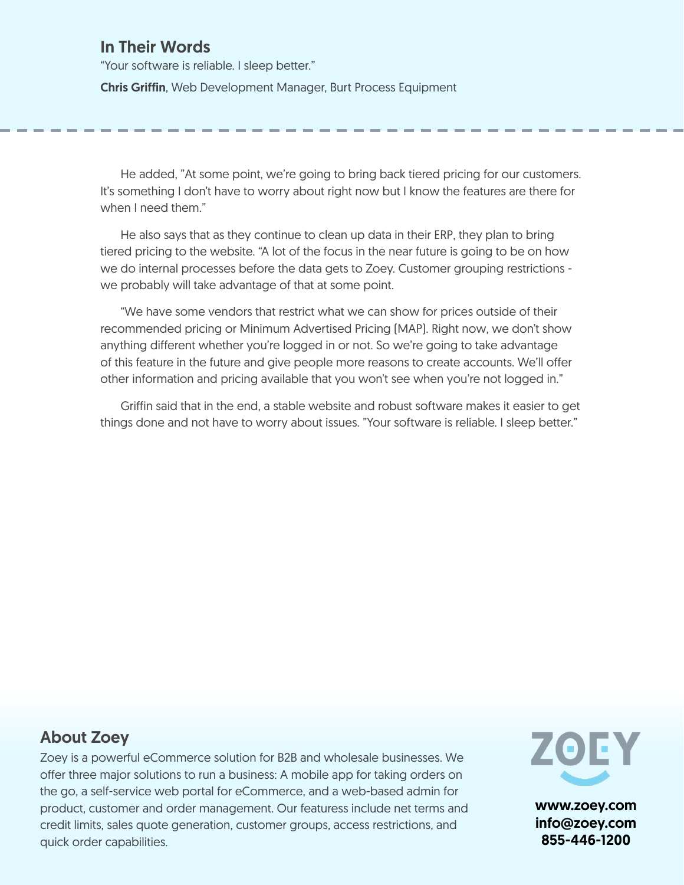## In Their Words

"Your software is reliable. I sleep better."

**Chris Griffin**, Web Development Manager, Burt Process Equipment

He added, "At some point, we're going to bring back tiered pricing for our customers. It's something I don't have to worry about right now but I know the features are there for when I need them."

He also says that as they continue to clean up data in their ERP, they plan to bring tiered pricing to the website. "A lot of the focus in the near future is going to be on how we do internal processes before the data gets to Zoey. Customer grouping restrictions - we probably will take advantage of that at some point.

"We have some vendors that restrict what we can show for prices outside of their recommended pricing or Minimum Advertised Pricing (MAP). Right now, we don't show anything different whether you're logged in or not. So we're going to take advantage of this feature in the future and give people more reasons to create accounts. We'll offer other information and pricing available that you won't see when you're not logged in."

Griffin said that in the end, a stable website and robust software makes it easier to get things done and not have to worry about issues. "Your software is reliable. I sleep better."

## About Zoey

Zoey is a powerful eCommerce solution for B2B and wholesale businesses. We offer three major solutions to run a business: A mobile app for taking orders on the go, a self-service web portal for eCommerce, and a web-based admin for product, customer and order management. Our featuress include net terms and credit limits, sales quote generation, customer groups, access restrictions, and quick order capabilities.

ZOEY

**www.zoey.com**
**info@zoey.com**
**855-446-1200**